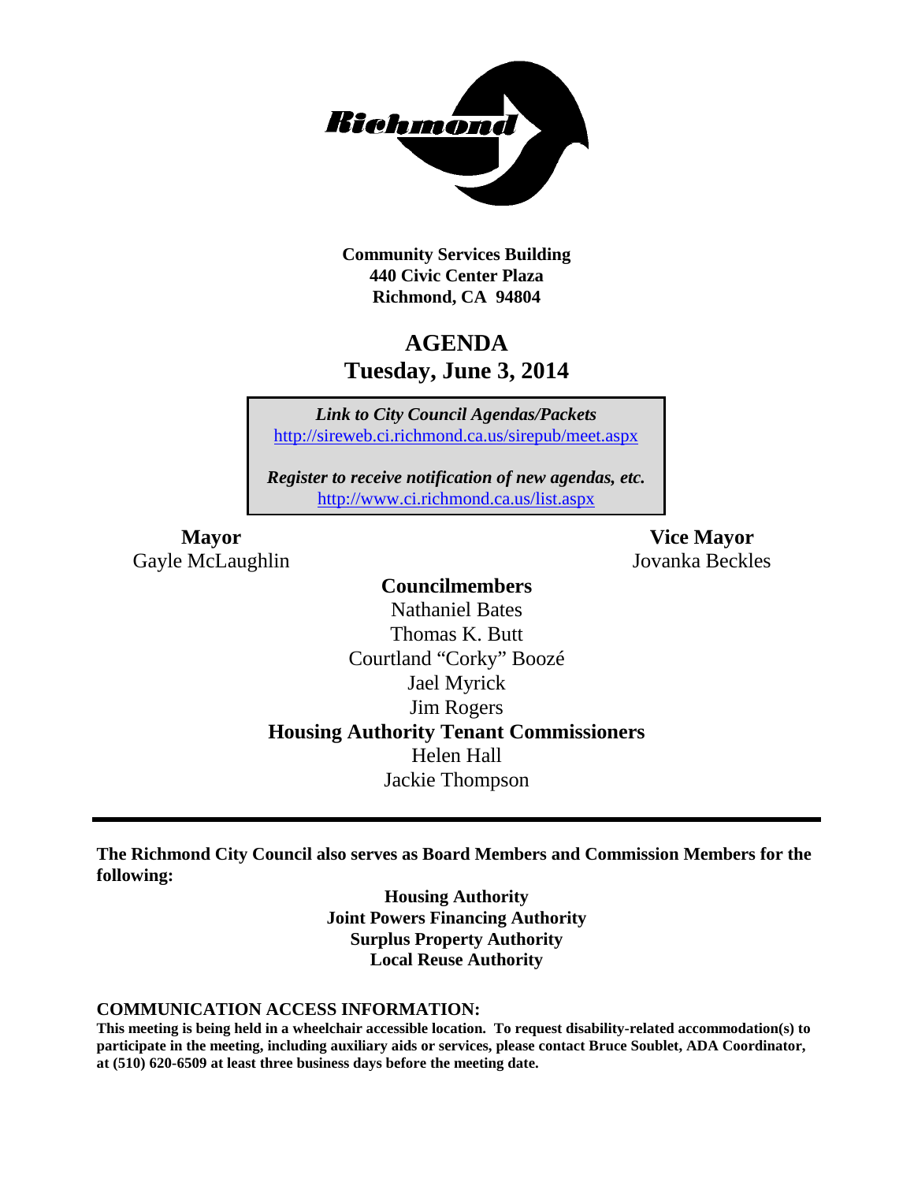**Community Services Building**
**440 Civic Center Plaza**
**Richmond, CA 94804**

# AGENDA
## Tuesday, June 3, 2014

*Link to City Council Agendas/Packets*
http://sireweb.ci.richmond.ca.us/sirepub/meet.aspx

*Register to receive notification of new agendas, etc.*
http://www.ci.richmond.ca.us/list.aspx

**Mayor**
Gayle McLaughlin

**Vice Mayor**
Jovanka Beckles

**Councilmembers**
Nathaniel Bates
Thomas K. Butt
Courtland "Corky" Boozé
Jael Myrick
Jim Rogers

**Housing Authority Tenant Commissioners**
Helen Hall
Jackie Thompson

---

**The Richmond City Council also serves as Board Members and Commission Members for the following:**

**Housing Authority**
**Joint Powers Financing Authority**
**Surplus Property Authority**
**Local Reuse Authority**

**COMMUNICATION ACCESS INFORMATION:**

**This meeting is being held in a wheelchair accessible location. To request disability-related accommodation(s) to participate in the meeting, including auxiliary aids or services, please contact Bruce Soublet, ADA Coordinator, at (510) 620-6509 at least three business days before the meeting date.**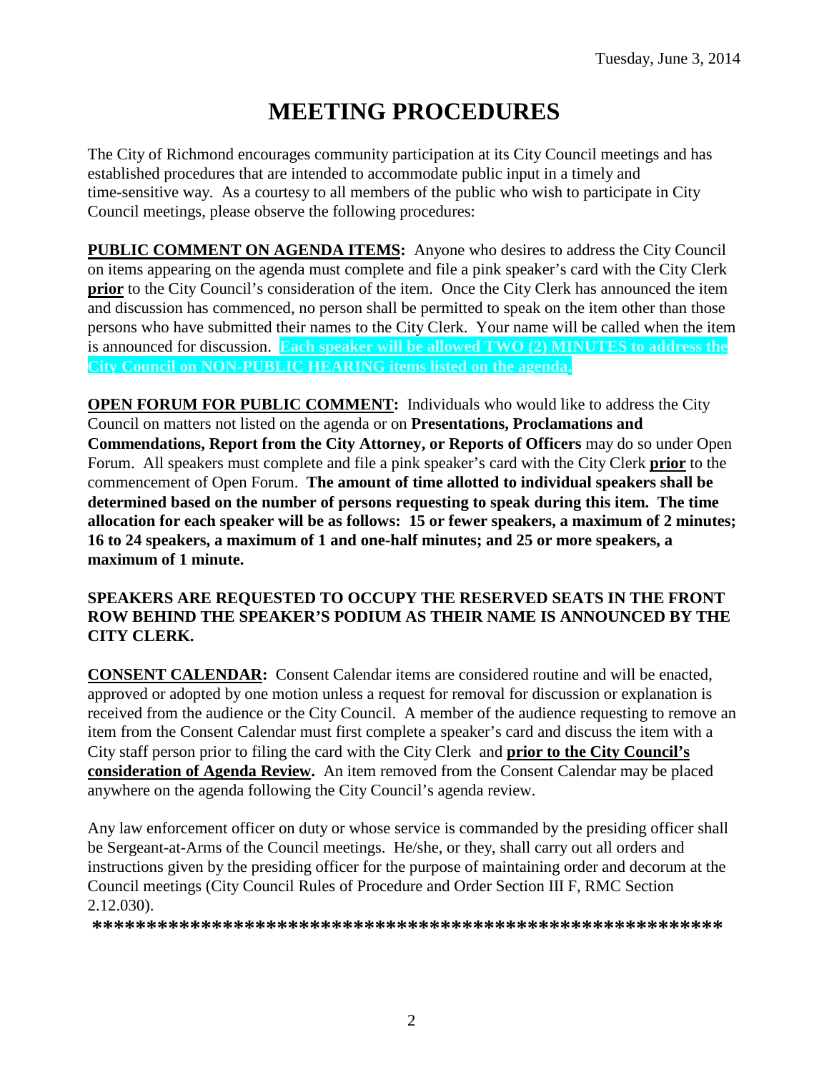Tuesday, June 3, 2014

# MEETING PROCEDURES

The City of Richmond encourages community participation at its City Council meetings and has established procedures that are intended to accommodate public input in a timely and time-sensitive way. As a courtesy to all members of the public who wish to participate in City Council meetings, please observe the following procedures:

**PUBLIC COMMENT ON AGENDA ITEMS:** Anyone who desires to address the City Council on items appearing on the agenda must complete and file a pink speaker's card with the City Clerk **prior** to the City Council's consideration of the item. Once the City Clerk has announced the item and discussion has commenced, no person shall be permitted to speak on the item other than those persons who have submitted their names to the City Clerk. Your name will be called when the item is announced for discussion. **Each speaker will be allowed TWO (2) MINUTES to address the City Council on NON-PUBLIC HEARING items listed on the agenda.**

**OPEN FORUM FOR PUBLIC COMMENT:** Individuals who would like to address the City Council on matters not listed on the agenda or on **Presentations, Proclamations and Commendations, Report from the City Attorney, or Reports of Officers** may do so under Open Forum. All speakers must complete and file a pink speaker's card with the City Clerk **prior** to the commencement of Open Forum. **The amount of time allotted to individual speakers shall be determined based on the number of persons requesting to speak during this item. The time allocation for each speaker will be as follows: 15 or fewer speakers, a maximum of 2 minutes; 16 to 24 speakers, a maximum of 1 and one-half minutes; and 25 or more speakers, a maximum of 1 minute.**

**SPEAKERS ARE REQUESTED TO OCCUPY THE RESERVED SEATS IN THE FRONT ROW BEHIND THE SPEAKER'S PODIUM AS THEIR NAME IS ANNOUNCED BY THE CITY CLERK.**

**CONSENT CALENDAR:** Consent Calendar items are considered routine and will be enacted, approved or adopted by one motion unless a request for removal for discussion or explanation is received from the audience or the City Council. A member of the audience requesting to remove an item from the Consent Calendar must first complete a speaker's card and discuss the item with a City staff person prior to filing the card with the City Clerk and **prior to the City Council's consideration of Agenda Review.** An item removed from the Consent Calendar may be placed anywhere on the agenda following the City Council's agenda review.

Any law enforcement officer on duty or whose service is commanded by the presiding officer shall be Sergeant-at-Arms of the Council meetings. He/she, or they, shall carry out all orders and instructions given by the presiding officer for the purpose of maintaining order and decorum at the Council meetings (City Council Rules of Procedure and Order Section III F, RMC Section 2.12.030).

**\*\*\*\*\*\*\*\*\*\*\*\*\*\*\*\*\*\*\*\*\*\*\*\*\*\*\*\*\*\*\*\*\*\*\*\*\*\*\*\*\*\*\*\*\*\*\*\*\*\*\*\*\*\*\*\*\*\***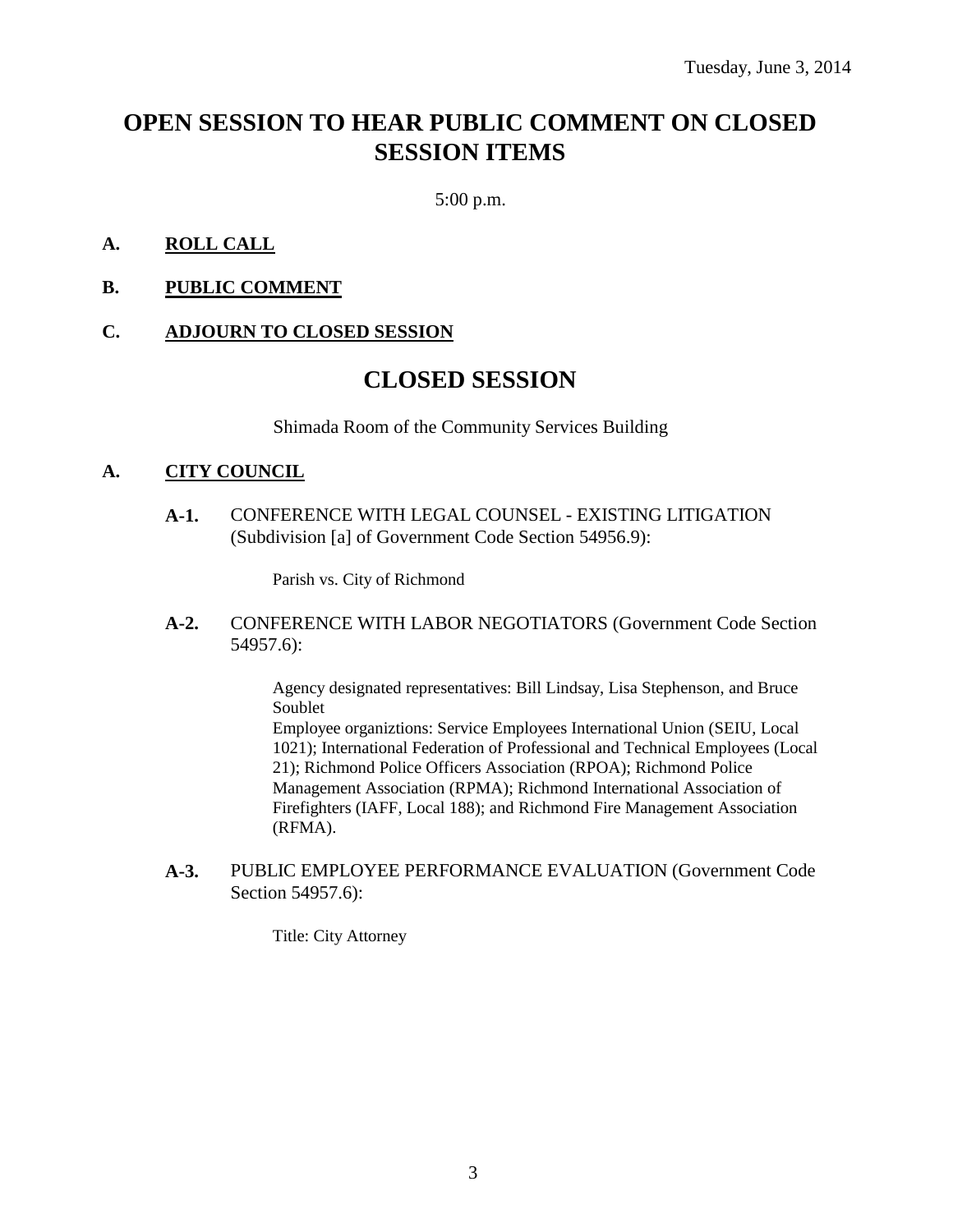Tuesday, June 3, 2014

# OPEN SESSION TO HEAR PUBLIC COMMENT ON CLOSED SESSION ITEMS

5:00 p.m.

**A. ROLL CALL**

**B. PUBLIC COMMENT**

**C. ADJOURN TO CLOSED SESSION**

# CLOSED SESSION

Shimada Room of the Community Services Building

**A. CITY COUNCIL**

**A-1.** CONFERENCE WITH LEGAL COUNSEL - EXISTING LITIGATION (Subdivision [a] of Government Code Section 54956.9):

Parish vs. City of Richmond

**A-2.** CONFERENCE WITH LABOR NEGOTIATORS (Government Code Section 54957.6):

Agency designated representatives: Bill Lindsay, Lisa Stephenson, and Bruce Soublet
Employee organiztions: Service Employees International Union (SEIU, Local 1021); International Federation of Professional and Technical Employees (Local 21); Richmond Police Officers Association (RPOA); Richmond Police Management Association (RPMA); Richmond International Association of Firefighters (IAFF, Local 188); and Richmond Fire Management Association (RFMA).

**A-3.** PUBLIC EMPLOYEE PERFORMANCE EVALUATION (Government Code Section 54957.6):

Title: City Attorney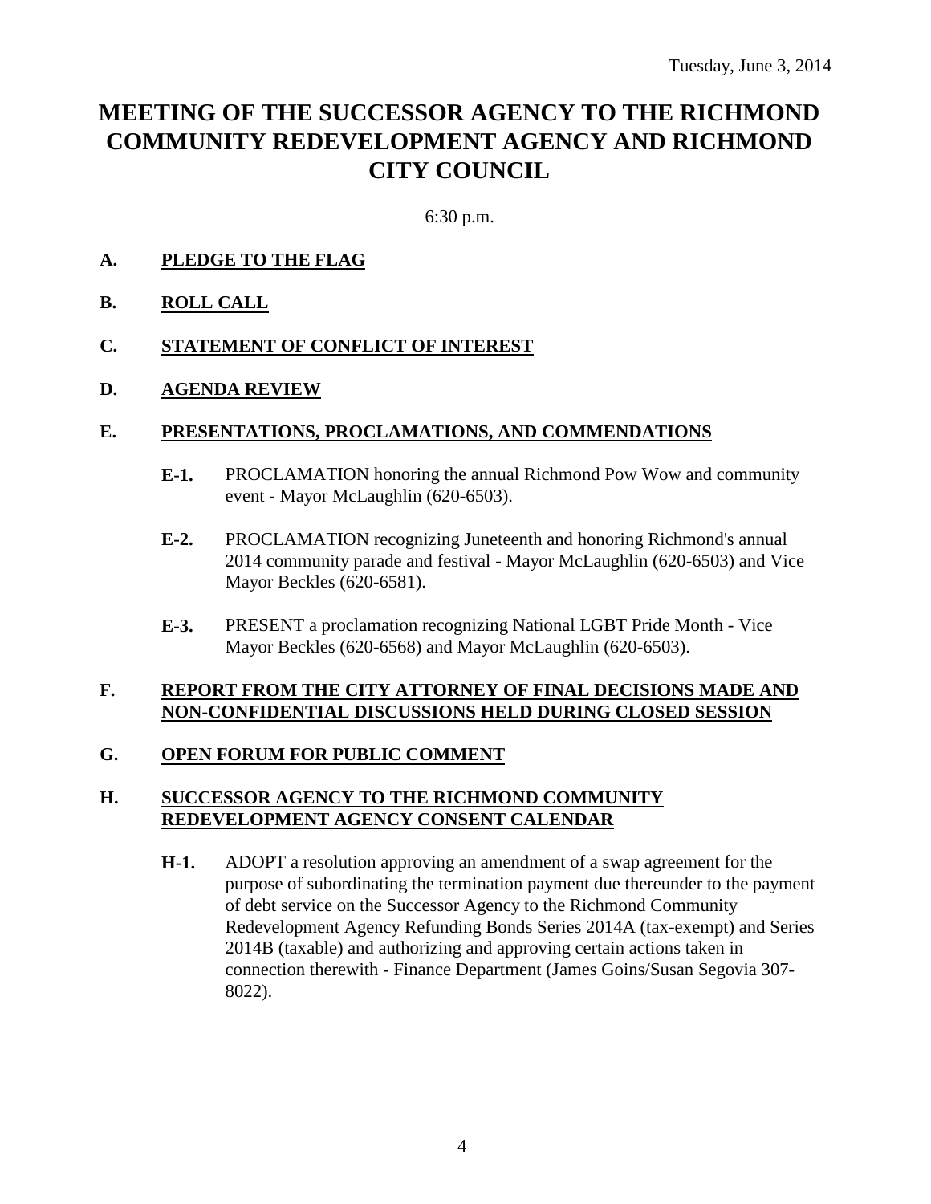Tuesday, June 3, 2014

# MEETING OF THE SUCCESSOR AGENCY TO THE RICHMOND COMMUNITY REDEVELOPMENT AGENCY AND RICHMOND CITY COUNCIL

6:30 p.m.

**A. PLEDGE TO THE FLAG**

**B. ROLL CALL**

**C. STATEMENT OF CONFLICT OF INTEREST**

**D. AGENDA REVIEW**

**E. PRESENTATIONS, PROCLAMATIONS, AND COMMENDATIONS**

- **E-1.** PROCLAMATION honoring the annual Richmond Pow Wow and community event - Mayor McLaughlin (620-6503).
- **E-2.** PROCLAMATION recognizing Juneteenth and honoring Richmond's annual 2014 community parade and festival - Mayor McLaughlin (620-6503) and Vice Mayor Beckles (620-6581).
- **E-3.** PRESENT a proclamation recognizing National LGBT Pride Month - Vice Mayor Beckles (620-6568) and Mayor McLaughlin (620-6503).

**F. REPORT FROM THE CITY ATTORNEY OF FINAL DECISIONS MADE AND NON-CONFIDENTIAL DISCUSSIONS HELD DURING CLOSED SESSION**

**G. OPEN FORUM FOR PUBLIC COMMENT**

**H. SUCCESSOR AGENCY TO THE RICHMOND COMMUNITY REDEVELOPMENT AGENCY CONSENT CALENDAR**

- **H-1.** ADOPT a resolution approving an amendment of a swap agreement for the purpose of subordinating the termination payment due thereunder to the payment of debt service on the Successor Agency to the Richmond Community Redevelopment Agency Refunding Bonds Series 2014A (tax-exempt) and Series 2014B (taxable) and authorizing and approving certain actions taken in connection therewith - Finance Department (James Goins/Susan Segovia 307-8022).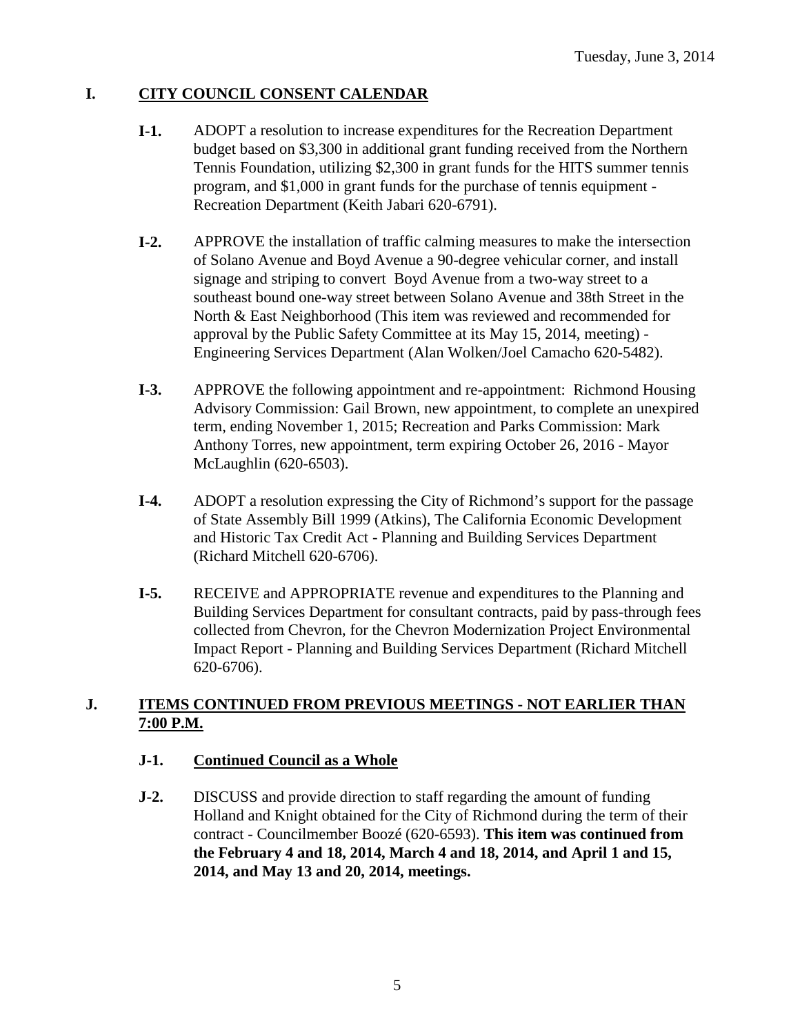## I. CITY COUNCIL CONSENT CALENDAR

**I-1.** ADOPT a resolution to increase expenditures for the Recreation Department budget based on $3,300 in additional grant funding received from the Northern Tennis Foundation, utilizing $2,300 in grant funds for the HITS summer tennis program, and $1,000 in grant funds for the purchase of tennis equipment - Recreation Department (Keith Jabari 620-6791).

**I-2.** APPROVE the installation of traffic calming measures to make the intersection of Solano Avenue and Boyd Avenue a 90-degree vehicular corner, and install signage and striping to convert Boyd Avenue from a two-way street to a southeast bound one-way street between Solano Avenue and 38th Street in the North & East Neighborhood (This item was reviewed and recommended for approval by the Public Safety Committee at its May 15, 2014, meeting) - Engineering Services Department (Alan Wolken/Joel Camacho 620-5482).

**I-3.** APPROVE the following appointment and re-appointment: Richmond Housing Advisory Commission: Gail Brown, new appointment, to complete an unexpired term, ending November 1, 2015; Recreation and Parks Commission: Mark Anthony Torres, new appointment, term expiring October 26, 2016 - Mayor McLaughlin (620-6503).

**I-4.** ADOPT a resolution expressing the City of Richmond's support for the passage of State Assembly Bill 1999 (Atkins), The California Economic Development and Historic Tax Credit Act - Planning and Building Services Department (Richard Mitchell 620-6706).

**I-5.** RECEIVE and APPROPRIATE revenue and expenditures to the Planning and Building Services Department for consultant contracts, paid by pass-through fees collected from Chevron, for the Chevron Modernization Project Environmental Impact Report - Planning and Building Services Department (Richard Mitchell 620-6706).

## J. ITEMS CONTINUED FROM PREVIOUS MEETINGS - NOT EARLIER THAN 7:00 P.M.

**J-1. Continued Council as a Whole**

**J-2.** DISCUSS and provide direction to staff regarding the amount of funding Holland and Knight obtained for the City of Richmond during the term of their contract - Councilmember Boozé (620-6593). **This item was continued from the February 4 and 18, 2014, March 4 and 18, 2014, and April 1 and 15, 2014, and May 13 and 20, 2014, meetings.**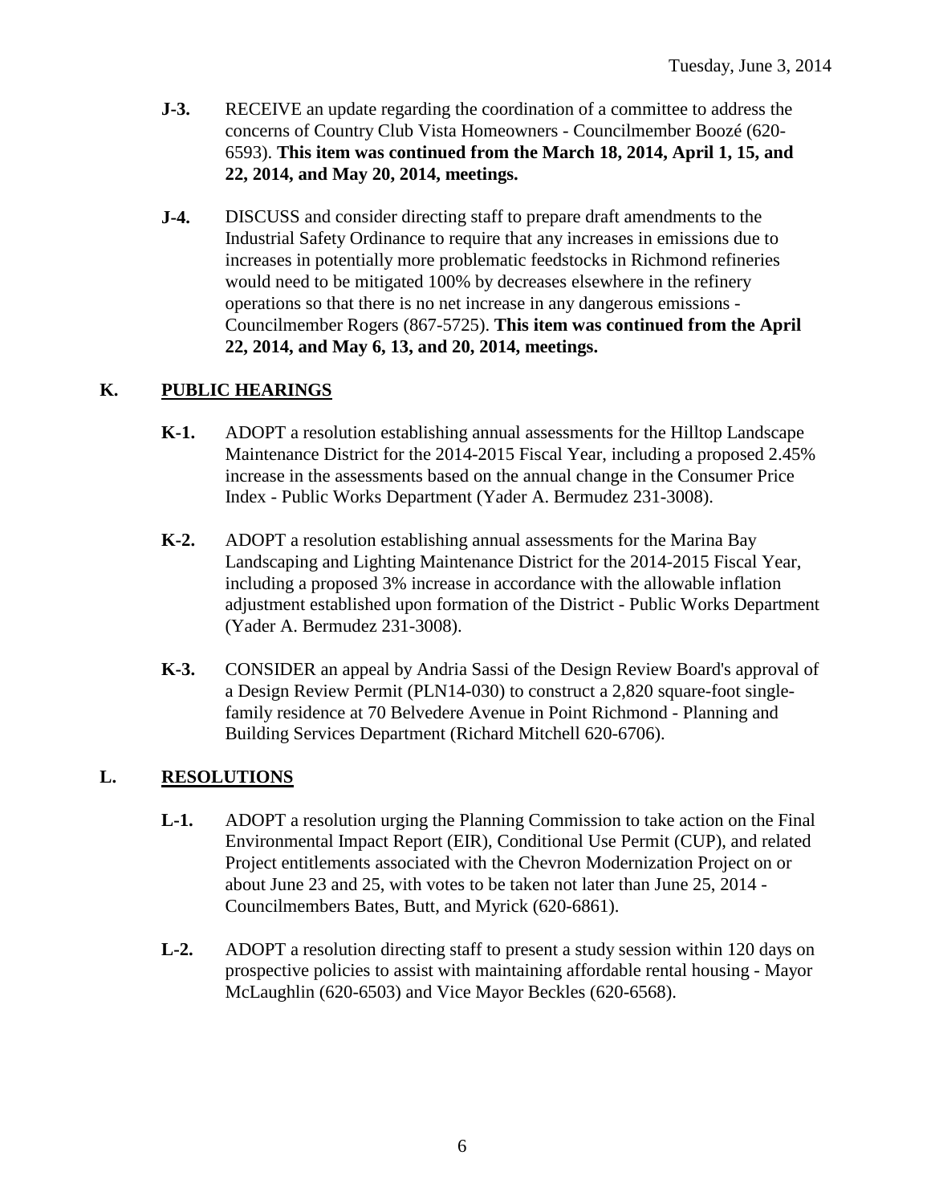**J-3.** RECEIVE an update regarding the coordination of a committee to address the concerns of Country Club Vista Homeowners - Councilmember Boozé (620-6593). **This item was continued from the March 18, 2014, April 1, 15, and 22, 2014, and May 20, 2014, meetings.**

**J-4.** DISCUSS and consider directing staff to prepare draft amendments to the Industrial Safety Ordinance to require that any increases in emissions due to increases in potentially more problematic feedstocks in Richmond refineries would need to be mitigated 100% by decreases elsewhere in the refinery operations so that there is no net increase in any dangerous emissions - Councilmember Rogers (867-5725). **This item was continued from the April 22, 2014, and May 6, 13, and 20, 2014, meetings.**

## K. PUBLIC HEARINGS

**K-1.** ADOPT a resolution establishing annual assessments for the Hilltop Landscape Maintenance District for the 2014-2015 Fiscal Year, including a proposed 2.45% increase in the assessments based on the annual change in the Consumer Price Index - Public Works Department (Yader A. Bermudez 231-3008).

**K-2.** ADOPT a resolution establishing annual assessments for the Marina Bay Landscaping and Lighting Maintenance District for the 2014-2015 Fiscal Year, including a proposed 3% increase in accordance with the allowable inflation adjustment established upon formation of the District - Public Works Department (Yader A. Bermudez 231-3008).

**K-3.** CONSIDER an appeal by Andria Sassi of the Design Review Board's approval of a Design Review Permit (PLN14-030) to construct a 2,820 square-foot single-family residence at 70 Belvedere Avenue in Point Richmond - Planning and Building Services Department (Richard Mitchell 620-6706).

## L. RESOLUTIONS

**L-1.** ADOPT a resolution urging the Planning Commission to take action on the Final Environmental Impact Report (EIR), Conditional Use Permit (CUP), and related Project entitlements associated with the Chevron Modernization Project on or about June 23 and 25, with votes to be taken not later than June 25, 2014 - Councilmembers Bates, Butt, and Myrick (620-6861).

**L-2.** ADOPT a resolution directing staff to present a study session within 120 days on prospective policies to assist with maintaining affordable rental housing - Mayor McLaughlin (620-6503) and Vice Mayor Beckles (620-6568).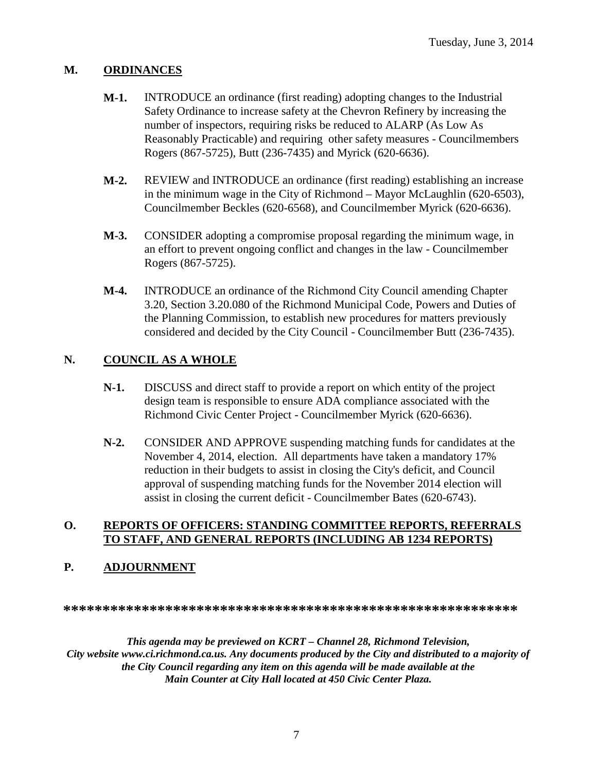## M. ORDINANCES

**M-1.** INTRODUCE an ordinance (first reading) adopting changes to the Industrial Safety Ordinance to increase safety at the Chevron Refinery by increasing the number of inspectors, requiring risks be reduced to ALARP (As Low As Reasonably Practicable) and requiring other safety measures - Councilmembers Rogers (867-5725), Butt (236-7435) and Myrick (620-6636).

**M-2.** REVIEW and INTRODUCE an ordinance (first reading) establishing an increase in the minimum wage in the City of Richmond – Mayor McLaughlin (620-6503), Councilmember Beckles (620-6568), and Councilmember Myrick (620-6636).

**M-3.** CONSIDER adopting a compromise proposal regarding the minimum wage, in an effort to prevent ongoing conflict and changes in the law - Councilmember Rogers (867-5725).

**M-4.** INTRODUCE an ordinance of the Richmond City Council amending Chapter 3.20, Section 3.20.080 of the Richmond Municipal Code, Powers and Duties of the Planning Commission, to establish new procedures for matters previously considered and decided by the City Council - Councilmember Butt (236-7435).

## N. COUNCIL AS A WHOLE

**N-1.** DISCUSS and direct staff to provide a report on which entity of the project design team is responsible to ensure ADA compliance associated with the Richmond Civic Center Project - Councilmember Myrick (620-6636).

**N-2.** CONSIDER AND APPROVE suspending matching funds for candidates at the November 4, 2014, election. All departments have taken a mandatory 17% reduction in their budgets to assist in closing the City's deficit, and Council approval of suspending matching funds for the November 2014 election will assist in closing the current deficit - Councilmember Bates (620-6743).

## O. REPORTS OF OFFICERS: STANDING COMMITTEE REPORTS, REFERRALS TO STAFF, AND GENERAL REPORTS (INCLUDING AB 1234 REPORTS)

## P. ADJOURNMENT

**********************************************************

***This agenda may be previewed on KCRT – Channel 28, Richmond Television, City website www.ci.richmond.ca.us. Any documents produced by the City and distributed to a majority of the City Council regarding any item on this agenda will be made available at the Main Counter at City Hall located at 450 Civic Center Plaza.***